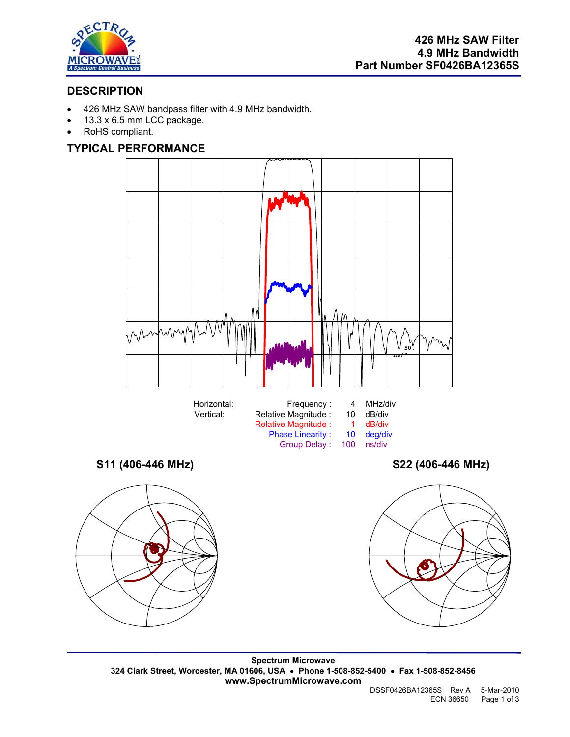# 426 MHz SAW Filter
# 4.9 MHz Bandwidth
# Part Number SF0426BA12365S

## DESCRIPTION

- 426 MHz SAW bandpass filter with 4.9 MHz bandwidth.
- 13.3 x 6.5 mm LCC package.
- RoHS compliant.

## TYPICAL PERFORMANCE

| | | | |
|---|---|---|---|
| Horizontal: | Frequency : | 4 | MHz/div |
| Vertical: | Relative Magnitude : | 10 | dB/div |
| | Relative Magnitude : | 1 | dB/div |
| | Phase Linearity : | 10 | deg/div |
| | Group Delay : | 100 | ns/div |

### S11 (406-446 MHz)

### S22 (406-446 MHz)

**Spectrum Microwave**
**324 Clark Street, Worcester, MA 01606, USA • Phone 1-508-852-5400 • Fax 1-508-852-8456**
**www.SpectrumMicrowave.com**

DSSF0426BA12365S Rev A 5-Mar-2010
ECN 36650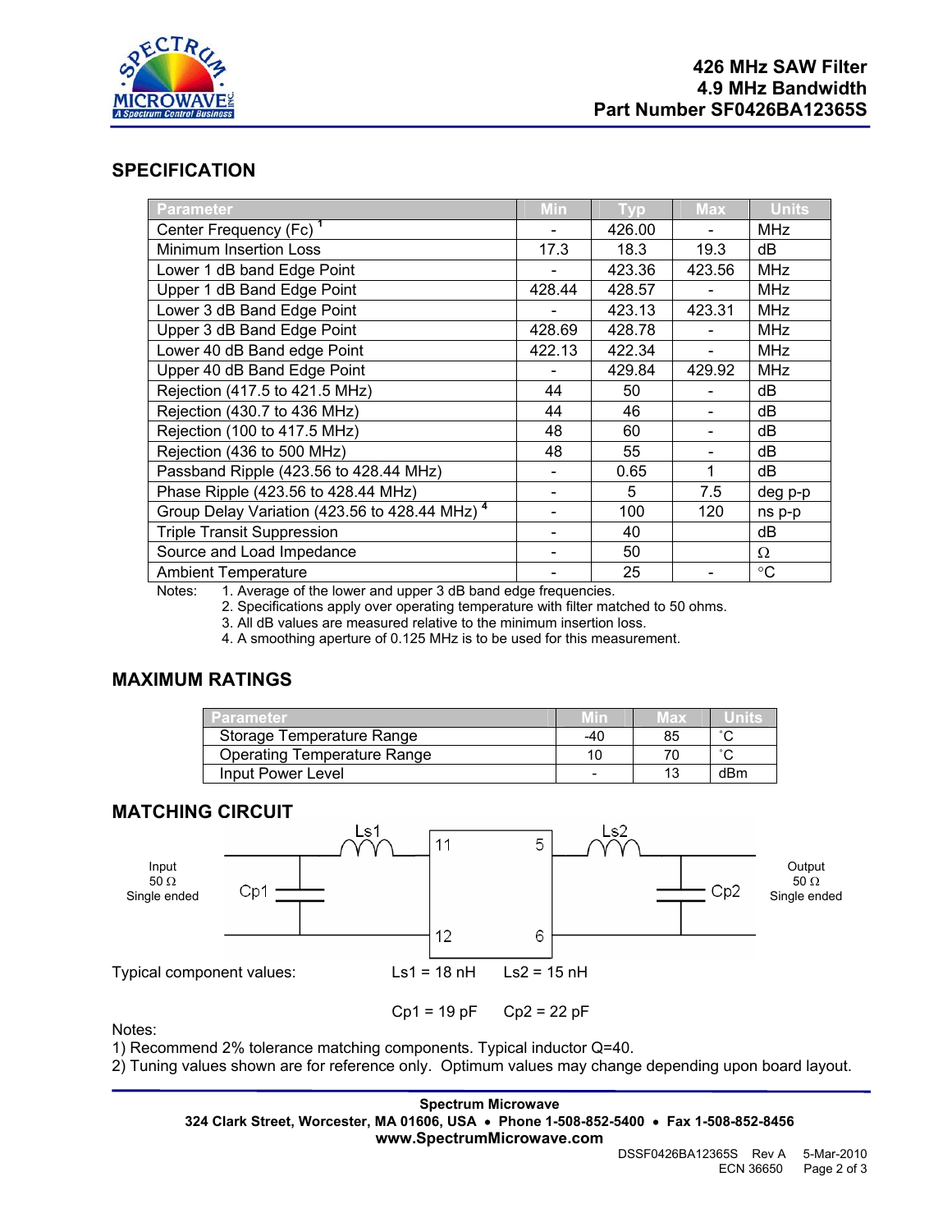**426 MHz SAW Filter**
**4.9 MHz Bandwidth**
**Part Number SF0426BA12365S**

## SPECIFICATION

| Parameter | Min | Typ | Max | Units |
|---|---|---|---|---|
| Center Frequency (Fc) [1] | - | 426.00 | - | MHz |
| Minimum Insertion Loss | 17.3 | 18.3 | 19.3 | dB |
| Lower 1 dB band Edge Point | - | 423.36 | 423.56 | MHz |
| Upper 1 dB Band Edge Point | 428.44 | 428.57 | - | MHz |
| Lower 3 dB Band Edge Point | - | 423.13 | 423.31 | MHz |
| Upper 3 dB Band Edge Point | 428.69 | 428.78 | - | MHz |
| Lower 40 dB Band edge Point | 422.13 | 422.34 | - | MHz |
| Upper 40 dB Band Edge Point | - | 429.84 | 429.92 | MHz |
| Rejection (417.5 to 421.5 MHz) | 44 | 50 | - | dB |
| Rejection (430.7 to 436 MHz) | 44 | 46 | - | dB |
| Rejection (100 to 417.5 MHz) | 48 | 60 | - | dB |
| Rejection (436 to 500 MHz) | 48 | 55 | - | dB |
| Passband Ripple (423.56 to 428.44 MHz) | - | 0.65 | 1 | dB |
| Phase Ripple (423.56 to 428.44 MHz) | - | 5 | 7.5 | deg p-p |
| Group Delay Variation (423.56 to 428.44 MHz) [4] | - | 100 | 120 | ns p-p |
| Triple Transit Suppression | - | 40 | | dB |
| Source and Load Impedance | - | 50 | | Ω |
| Ambient Temperature | - | 25 | - | °C |

Notes:
1. Average of the lower and upper 3 dB band edge frequencies.
2. Specifications apply over operating temperature with filter matched to 50 ohms.
3. All dB values are measured relative to the minimum insertion loss.
4. A smoothing aperture of 0.125 MHz is to be used for this measurement.

## MAXIMUM RATINGS

| Parameter | Min | Max | Units |
|---|---|---|---|
| Storage Temperature Range | -40 | 85 | °C |
| Operating Temperature Range | 10 | 70 | °C |
| Input Power Level | - | 13 | dBm |

## MATCHING CIRCUIT

Input 50 Ω Single ended — Cp1 — Ls1 — pins 11, 12 | pins 5, 6 — Ls2 — Cp2 — Output 50 Ω Single ended

Typical component values: Ls1 = 18 nH Ls2 = 15 nH

Cp1 = 19 pF Cp2 = 22 pF

Notes:
1) Recommend 2% tolerance matching components. Typical inductor Q=40.
2) Tuning values shown are for reference only. Optimum values may change depending upon board layout.

**Spectrum Microwave**
**324 Clark Street, Worcester, MA 01606, USA • Phone 1-508-852-5400 • Fax 1-508-852-8456**
**www.SpectrumMicrowave.com**

DSSF0426BA12365S Rev A 5-Mar-2010
ECN 36650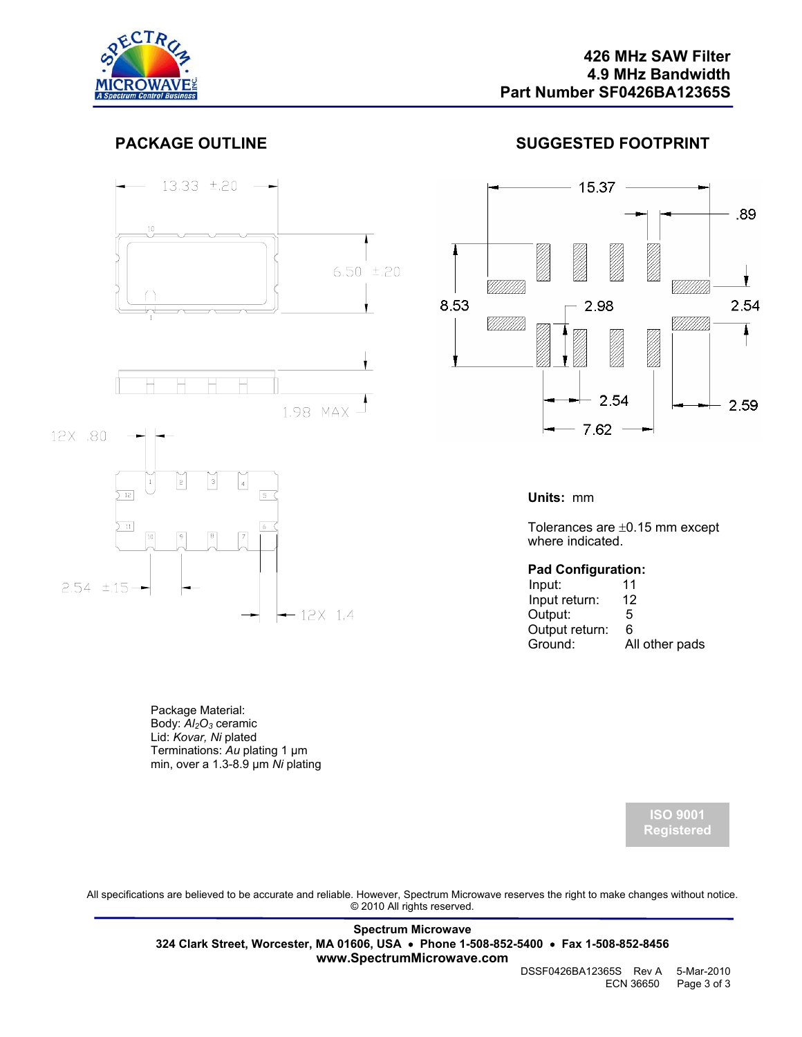**426 MHz SAW Filter**
**4.9 MHz Bandwidth**
**Part Number SF0426BA12365S**

## PACKAGE OUTLINE

13.33 ±.20

6.50 ±.20

1.98 MAX

12X .80

2.54 ±.15

12X 1.4

## SUGGESTED FOOTPRINT

15.37

.89

8.53

2.98

2.54

2.54

2.59

7.62

**Units:** mm

Tolerances are ±0.15 mm except where indicated.

**Pad Configuration:**

| | |
|---|---|
| Input: | 11 |
| Input return: | 12 |
| Output: | 5 |
| Output return: | 6 |
| Ground: | All other pads |

Package Material:
Body: *$Al_2O_3$* ceramic
Lid: *Kovar, Ni* plated
Terminations: *Au* plating 1 µm min, over a 1.3-8.9 µm *Ni* plating

ISO 9001 Registered

All specifications are believed to be accurate and reliable. However, Spectrum Microwave reserves the right to make changes without notice.
© 2010 All rights reserved.

**Spectrum Microwave**
**324 Clark Street, Worcester, MA 01606, USA • Phone 1-508-852-5400 • Fax 1-508-852-8456**
**www.SpectrumMicrowave.com**

DSSF0426BA12365S Rev A 5-Mar-2010
ECN 36650